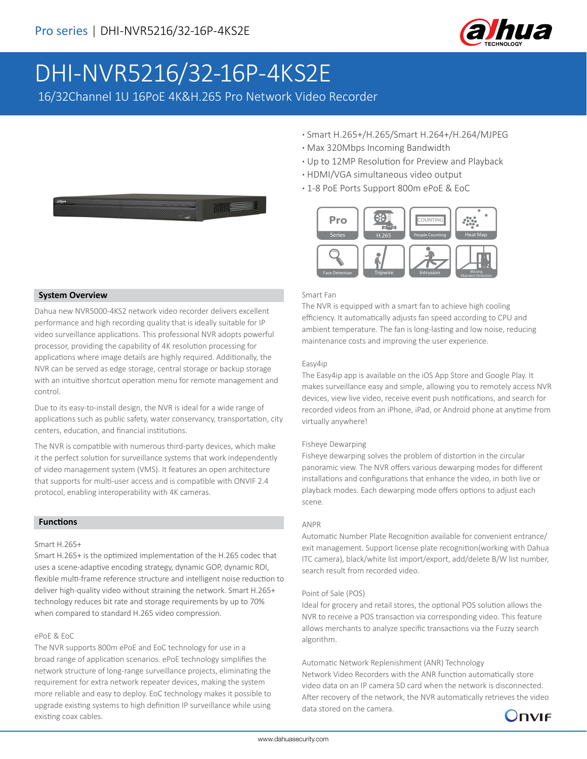# DHI-NVR5216/32-16P-4KS2E

16/32Channel 1U 16PoE 4K&H.265 Pro Network Video Recorder

- Smart H.265+/H.265/Smart H.264+/H.264/MJPEG
- Max 320Mbps Incoming Bandwidth
- Up to 12MP Resolution for Preview and Playback
- HDMI/VGA simultaneous video output
- 1-8 PoE Ports Support 800m ePoE & EoC

## System Overview

Dahua new NVR5000-4KS2 network video recorder delivers excellent performance and high recording quality that is ideally suitable for IP video surveillance applications. This professional NVR adopts powerful processor, providing the capability of 4K resolution processing for applications where image details are highly required. Additionally, the NVR can be served as edge storage, central storage or backup storage with an intuitive shortcut operation menu for remote management and control.

Due to its easy-to-install design, the NVR is ideal for a wide range of applications such as public safety, water conservancy, transportation, city centers, education, and financial institutions.

The NVR is compatible with numerous third-party devices, which make it the perfect solution for surveillance systems that work independently of video management system (VMS). It features an open architecture that supports for multi-user access and is compatible with ONVIF 2.4 protocol, enabling interoperability with 4K cameras.

## Functions

### Smart H.265+

Smart H.265+ is the optimized implementation of the H.265 codec that uses a scene-adaptive encoding strategy, dynamic GOP, dynamic ROI, flexible multi-frame reference structure and intelligent noise reduction to deliver high-quality video without straining the network. Smart H.265+ technology reduces bit rate and storage requirements by up to 70% when compared to standard H.265 video compression.

### ePoE & EoC

The NVR supports 800m ePoE and EoC technology for use in a broad range of application scenarios. ePoE technology simplifies the network structure of long-range surveillance projects, eliminating the requirement for extra network repeater devices, making the system more reliable and easy to deploy. EoC technology makes it possible to upgrade existing systems to high definition IP surveillance while using existing coax cables.

### Smart Fan

The NVR is equipped with a smart fan to achieve high cooling efficiency. It automatically adjusts fan speed according to CPU and ambient temperature. The fan is long-lasting and low noise, reducing maintenance costs and improving the user experience.

### Easy4ip

The Easy4ip app is available on the iOS App Store and Google Play. It makes surveillance easy and simple, allowing you to remotely access NVR devices, view live video, receive event push notifications, and search for recorded videos from an iPhone, iPad, or Android phone at anytime from virtually anywhere!

### Fisheye Dewarping

Fisheye dewarping solves the problem of distortion in the circular panoramic view. The NVR offers various dewarping modes for different installations and configurations that enhance the video, in both live or playback modes. Each dewarping mode offers options to adjust each scene.

### ANPR

Automatic Number Plate Recognition available for convenient entrance/exit management. Support license plate recognition(working with Dahua ITC camera), black/white list import/export, add/delete B/W list number, search result from recorded video.

### Point of Sale (POS)

Ideal for grocery and retail stores, the optional POS solution allows the NVR to receive a POS transaction via corresponding video. This feature allows merchants to analyze specific transactions via the Fuzzy search algorithm.

### Automatic Network Replenishment (ANR) Technology

Network Video Recorders with the ANR function automatically store video data on an IP camera SD card when the network is disconnected. After recovery of the network, the NVR automatically retrieves the video data stored on the camera.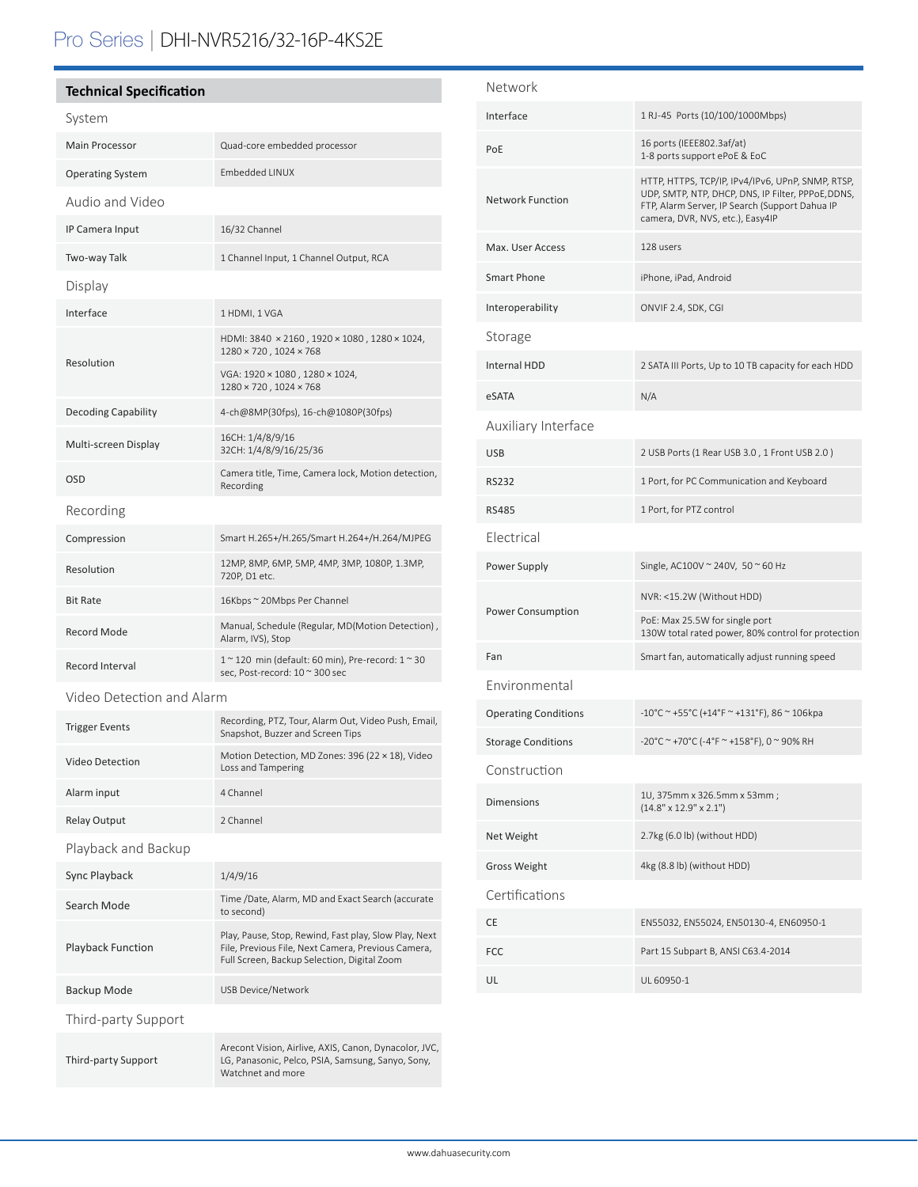# Pro Series | DHI-NVR5216/32-16P-4KS2E

## Technical Specification

### System

| | |
|---|---|
| Main Processor | Quad-core embedded processor |
| Operating System | Embedded LINUX |

### Audio and Video

| | |
|---|---|
| IP Camera Input | 16/32 Channel |
| Two-way Talk | 1 Channel Input, 1 Channel Output, RCA |

### Display

| | |
|---|---|
| Interface | 1 HDMI, 1 VGA |
| Resolution | HDMI: 3840 × 2160 , 1920 × 1080 , 1280 × 1024, 1280 × 720 , 1024 × 768 |
| | VGA: 1920 × 1080 , 1280 × 1024, 1280 × 720 , 1024 × 768 |
| Decoding Capability | 4-ch@8MP(30fps), 16-ch@1080P(30fps) |
| Multi-screen Display | 16CH: 1/4/8/9/16<br>32CH: 1/4/8/9/16/25/36 |
| OSD | Camera title, Time, Camera lock, Motion detection, Recording |

### Recording

| | |
|---|---|
| Compression | Smart H.265+/H.265/Smart H.264+/H.264/MJPEG |
| Resolution | 12MP, 8MP, 6MP, 5MP, 4MP, 3MP, 1080P, 1.3MP, 720P, D1 etc. |
| Bit Rate | 16Kbps ~ 20Mbps Per Channel |
| Record Mode | Manual, Schedule (Regular, MD(Motion Detection) , Alarm, IVS), Stop |
| Record Interval | 1 ~ 120 min (default: 60 min), Pre-record: 1 ~ 30 sec, Post-record: 10 ~ 300 sec |

### Video Detection and Alarm

| | |
|---|---|
| Trigger Events | Recording, PTZ, Tour, Alarm Out, Video Push, Email, Snapshot, Buzzer and Screen Tips |
| Video Detection | Motion Detection, MD Zones: 396 (22 × 18), Video Loss and Tampering |
| Alarm input | 4 Channel |
| Relay Output | 2 Channel |

### Playback and Backup

| | |
|---|---|
| Sync Playback | 1/4/9/16 |
| Search Mode | Time /Date, Alarm, MD and Exact Search (accurate to second) |
| Playback Function | Play, Pause, Stop, Rewind, Fast play, Slow Play, Next File, Previous File, Next Camera, Previous Camera, Full Screen, Backup Selection, Digital Zoom |
| Backup Mode | USB Device/Network |

### Third-party Support

| | |
|---|---|
| Third-party Support | Arecont Vision, Airlive, AXIS, Canon, Dynacolor, JVC, LG, Panasonic, Pelco, PSIA, Samsung, Sanyo, Sony, Watchnet and more |

### Network

| | |
|---|---|
| Interface | 1 RJ-45 Ports (10/100/1000Mbps) |
| PoE | 16 ports (IEEE802.3af/at)<br>1-8 ports support ePoE & EoC |
| Network Function | HTTP, HTTPS, TCP/IP, IPv4/IPv6, UPnP, SNMP, RTSP, UDP, SMTP, NTP, DHCP, DNS, IP Filter, PPPoE,DDNS, FTP, Alarm Server, IP Search (Support Dahua IP camera, DVR, NVS, etc.), Easy4IP |
| Max. User Access | 128 users |
| Smart Phone | iPhone, iPad, Android |
| Interoperability | ONVIF 2.4, SDK, CGI |

### Storage

| | |
|---|---|
| Internal HDD | 2 SATA III Ports, Up to 10 TB capacity for each HDD |
| eSATA | N/A |

### Auxiliary Interface

| | |
|---|---|
| USB | 2 USB Ports (1 Rear USB 3.0 , 1 Front USB 2.0 ) |
| RS232 | 1 Port, for PC Communication and Keyboard |
| RS485 | 1 Port, for PTZ control |

### Electrical

| | |
|---|---|
| Power Supply | Single, AC100V ~ 240V, 50 ~ 60 Hz |
| Power Consumption | NVR: <15.2W (Without HDD) |
| | PoE: Max 25.5W for single port<br>130W total rated power, 80% control for protection |
| Fan | Smart fan, automatically adjust running speed |

### Environmental

| | |
|---|---|
| Operating Conditions | -10°C ~ +55°C (+14°F ~ +131°F), 86 ~ 106kpa |
| Storage Conditions | -20°C ~ +70°C (-4°F ~ +158°F), 0 ~ 90% RH |

### Construction

| | |
|---|---|
| Dimensions | 1U, 375mm x 326.5mm x 53mm ;<br>(14.8" x 12.9" x 2.1") |
| Net Weight | 2.7kg (6.0 lb) (without HDD) |
| Gross Weight | 4kg (8.8 lb) (without HDD) |

### Certifications

| | |
|---|---|
| CE | EN55032, EN55024, EN50130-4, EN60950-1 |
| FCC | Part 15 Subpart B, ANSI C63.4-2014 |
| UL | UL 60950-1 |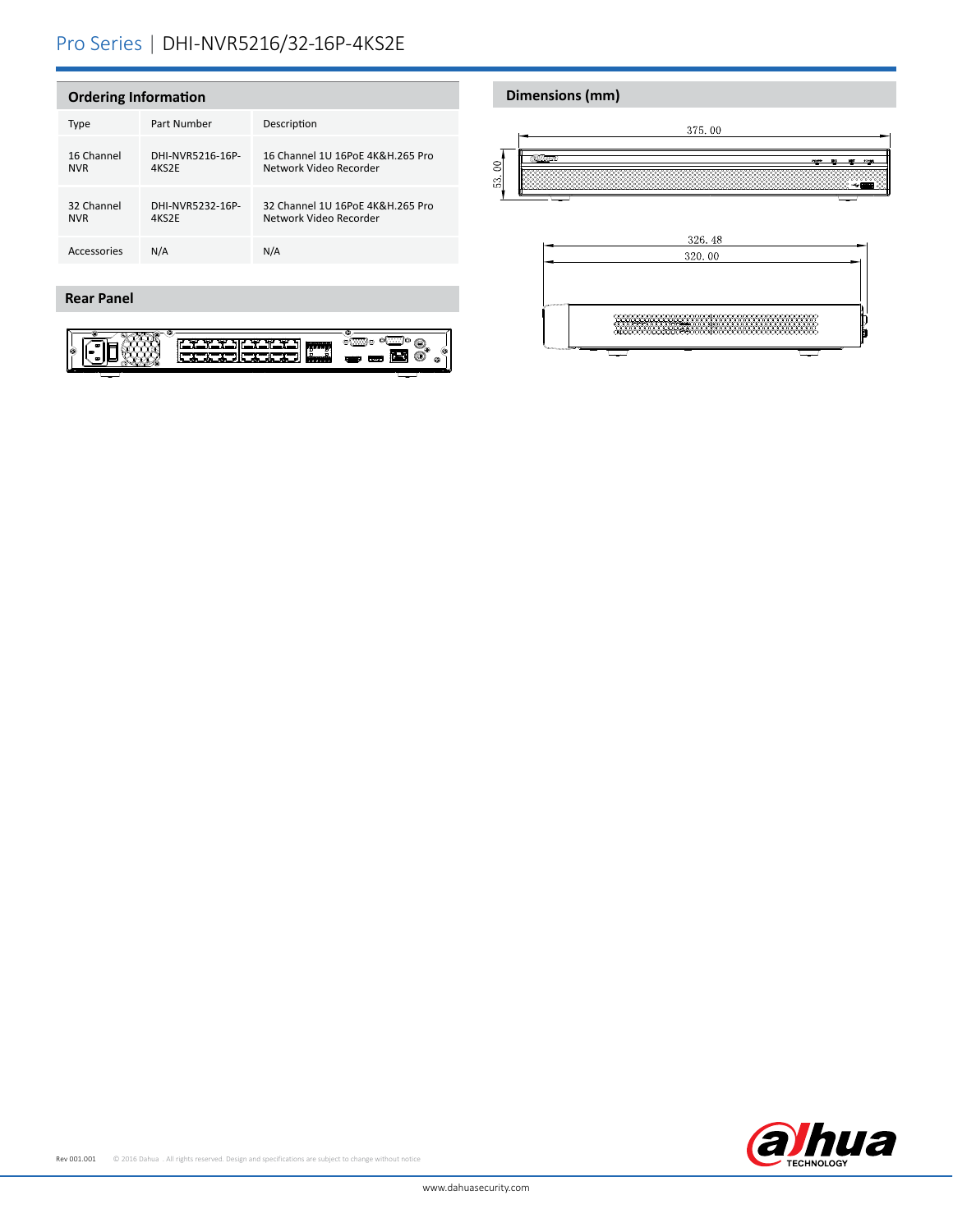## Ordering Information

| Type | Part Number | Description |
|---|---|---|
| 16 Channel NVR | DHI-NVR5216-16P-4KS2E | 16 Channel 1U 16PoE 4K&H.265 Pro Network Video Recorder |
| 32 Channel NVR | DHI-NVR5232-16P-4KS2E | 32 Channel 1U 16PoE 4K&H.265 Pro Network Video Recorder |
| Accessories | N/A | N/A |

## Rear Panel

## Dimensions (mm)

375. 00

53. 00

326. 48

320. 00

Rev 001.001 © 2016 Dahua . All rights reserved. Design and specifications are subject to change without notice

www.dahuasecurity.com